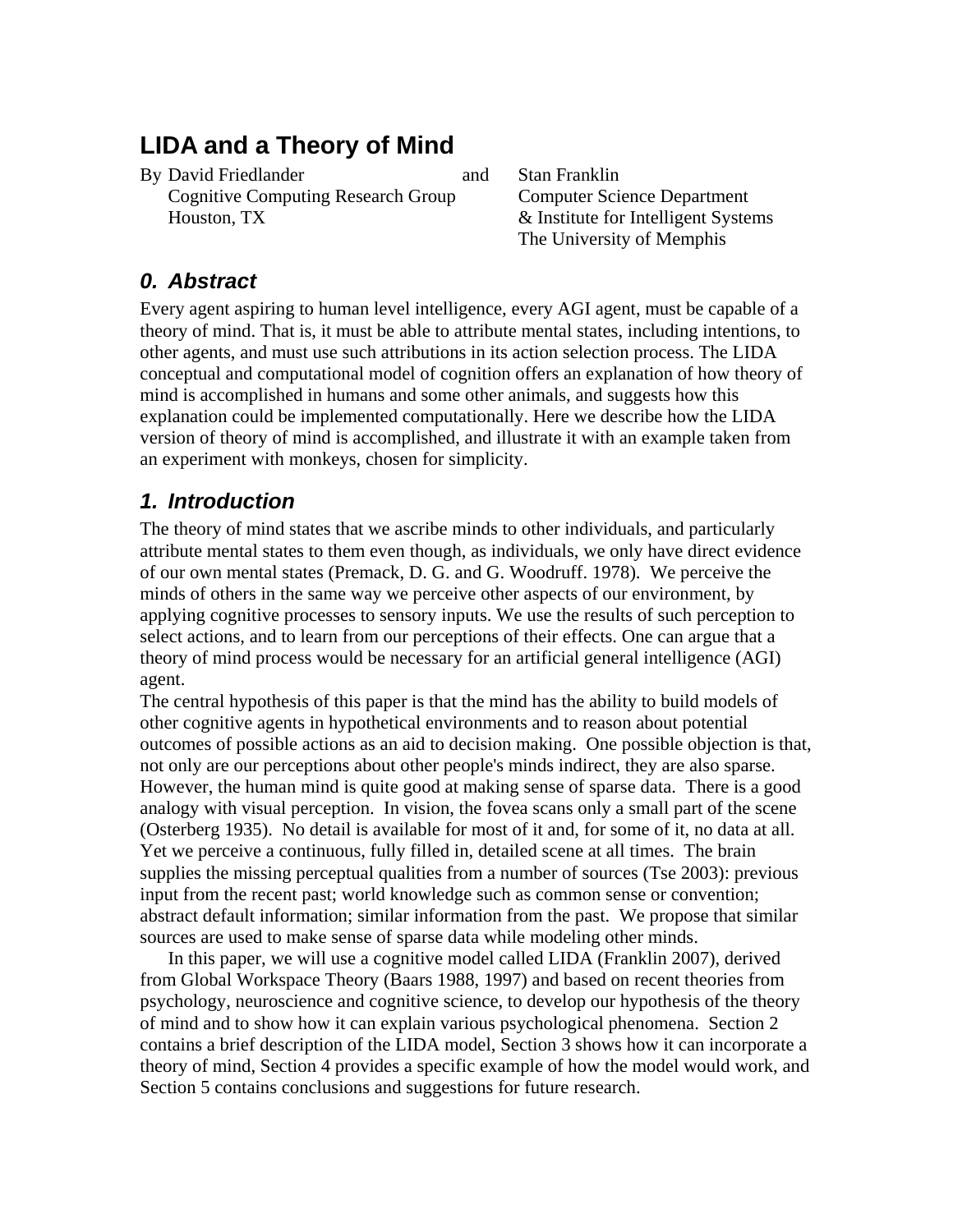# LIDA and a Theory of Mind

By David Friedlander
Cognitive Computing Research Group
Houston, TX

and

Stan Franklin
Computer Science Department
& Institute for Intelligent Systems
The University of Memphis

## 0. Abstract

Every agent aspiring to human level intelligence, every AGI agent, must be capable of a theory of mind. That is, it must be able to attribute mental states, including intentions, to other agents, and must use such attributions in its action selection process. The LIDA conceptual and computational model of cognition offers an explanation of how theory of mind is accomplished in humans and some other animals, and suggests how this explanation could be implemented computationally. Here we describe how the LIDA version of theory of mind is accomplished, and illustrate it with an example taken from an experiment with monkeys, chosen for simplicity.

## 1. Introduction

The theory of mind states that we ascribe minds to other individuals, and particularly attribute mental states to them even though, as individuals, we only have direct evidence of our own mental states (Premack, D. G. and G. Woodruff. 1978). We perceive the minds of others in the same way we perceive other aspects of our environment, by applying cognitive processes to sensory inputs. We use the results of such perception to select actions, and to learn from our perceptions of their effects. One can argue that a theory of mind process would be necessary for an artificial general intelligence (AGI) agent.

The central hypothesis of this paper is that the mind has the ability to build models of other cognitive agents in hypothetical environments and to reason about potential outcomes of possible actions as an aid to decision making. One possible objection is that, not only are our perceptions about other people's minds indirect, they are also sparse. However, the human mind is quite good at making sense of sparse data. There is a good analogy with visual perception. In vision, the fovea scans only a small part of the scene (Osterberg 1935). No detail is available for most of it and, for some of it, no data at all. Yet we perceive a continuous, fully filled in, detailed scene at all times. The brain supplies the missing perceptual qualities from a number of sources (Tse 2003): previous input from the recent past; world knowledge such as common sense or convention; abstract default information; similar information from the past. We propose that similar sources are used to make sense of sparse data while modeling other minds.

In this paper, we will use a cognitive model called LIDA (Franklin 2007), derived from Global Workspace Theory (Baars 1988, 1997) and based on recent theories from psychology, neuroscience and cognitive science, to develop our hypothesis of the theory of mind and to show how it can explain various psychological phenomena. Section 2 contains a brief description of the LIDA model, Section 3 shows how it can incorporate a theory of mind, Section 4 provides a specific example of how the model would work, and Section 5 contains conclusions and suggestions for future research.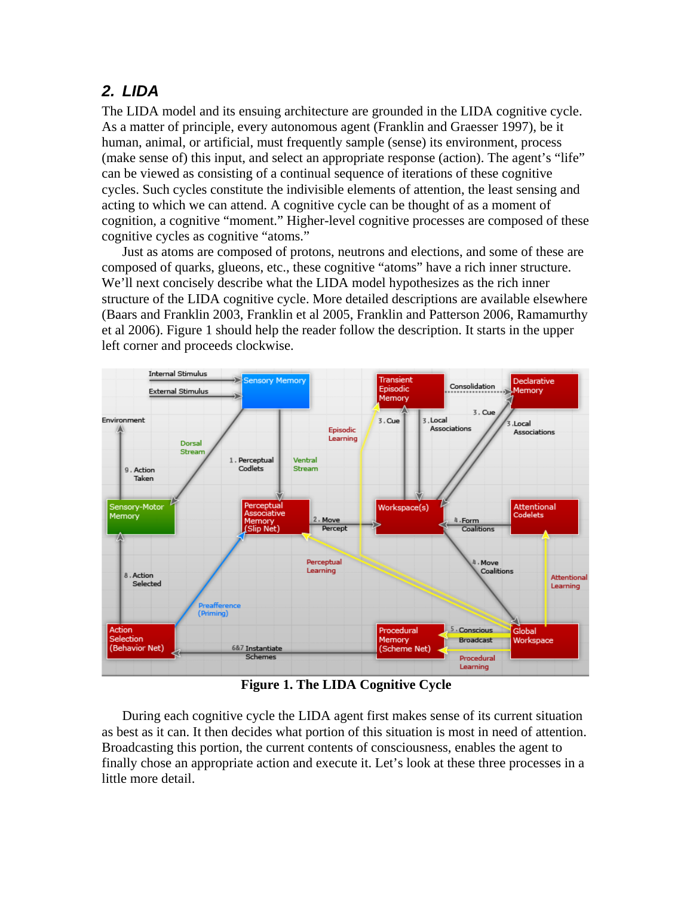## 2. *LIDA*

The LIDA model and its ensuing architecture are grounded in the LIDA cognitive cycle. As a matter of principle, every autonomous agent (Franklin and Graesser 1997), be it human, animal, or artificial, must frequently sample (sense) its environment, process (make sense of) this input, and select an appropriate response (action). The agent's "life" can be viewed as consisting of a continual sequence of iterations of these cognitive cycles. Such cycles constitute the indivisible elements of attention, the least sensing and acting to which we can attend. A cognitive cycle can be thought of as a moment of cognition, a cognitive "moment." Higher-level cognitive processes are composed of these cognitive cycles as cognitive "atoms."

Just as atoms are composed of protons, neutrons and elections, and some of these are composed of quarks, gleuons, etc., these cognitive "atoms" have a rich inner structure. We'll next concisely describe what the LIDA model hypothesizes as the rich inner structure of the LIDA cognitive cycle. More detailed descriptions are available elsewhere (Baars and Franklin 2003, Franklin et al 2005, Franklin and Patterson 2006, Ramamurthy et al 2006). Figure 1 should help the reader follow the description. It starts in the upper left corner and proceeds clockwise.

**Figure 1. The LIDA Cognitive Cycle**

During each cognitive cycle the LIDA agent first makes sense of its current situation as best as it can. It then decides what portion of this situation is most in need of attention. Broadcasting this portion, the current contents of consciousness, enables the agent to finally chose an appropriate action and execute it. Let's look at these three processes in a little more detail.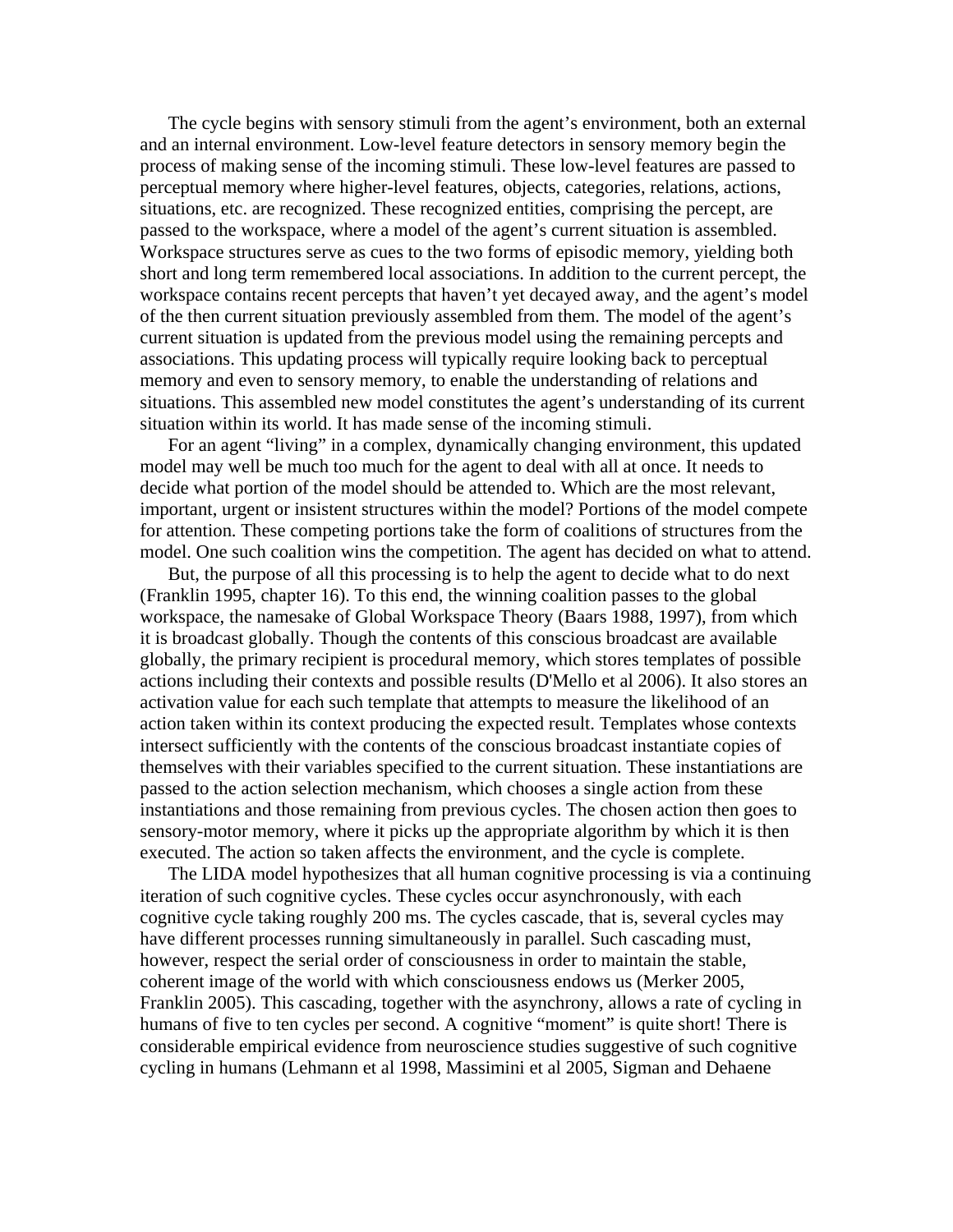The cycle begins with sensory stimuli from the agent's environment, both an external and an internal environment. Low-level feature detectors in sensory memory begin the process of making sense of the incoming stimuli. These low-level features are passed to perceptual memory where higher-level features, objects, categories, relations, actions, situations, etc. are recognized. These recognized entities, comprising the percept, are passed to the workspace, where a model of the agent's current situation is assembled. Workspace structures serve as cues to the two forms of episodic memory, yielding both short and long term remembered local associations. In addition to the current percept, the workspace contains recent percepts that haven't yet decayed away, and the agent's model of the then current situation previously assembled from them. The model of the agent's current situation is updated from the previous model using the remaining percepts and associations. This updating process will typically require looking back to perceptual memory and even to sensory memory, to enable the understanding of relations and situations. This assembled new model constitutes the agent's understanding of its current situation within its world. It has made sense of the incoming stimuli.

For an agent "living" in a complex, dynamically changing environment, this updated model may well be much too much for the agent to deal with all at once. It needs to decide what portion of the model should be attended to. Which are the most relevant, important, urgent or insistent structures within the model? Portions of the model compete for attention. These competing portions take the form of coalitions of structures from the model. One such coalition wins the competition. The agent has decided on what to attend.

But, the purpose of all this processing is to help the agent to decide what to do next (Franklin 1995, chapter 16). To this end, the winning coalition passes to the global workspace, the namesake of Global Workspace Theory (Baars 1988, 1997), from which it is broadcast globally. Though the contents of this conscious broadcast are available globally, the primary recipient is procedural memory, which stores templates of possible actions including their contexts and possible results (D'Mello et al 2006). It also stores an activation value for each such template that attempts to measure the likelihood of an action taken within its context producing the expected result. Templates whose contexts intersect sufficiently with the contents of the conscious broadcast instantiate copies of themselves with their variables specified to the current situation. These instantiations are passed to the action selection mechanism, which chooses a single action from these instantiations and those remaining from previous cycles. The chosen action then goes to sensory-motor memory, where it picks up the appropriate algorithm by which it is then executed. The action so taken affects the environment, and the cycle is complete.

The LIDA model hypothesizes that all human cognitive processing is via a continuing iteration of such cognitive cycles. These cycles occur asynchronously, with each cognitive cycle taking roughly 200 ms. The cycles cascade, that is, several cycles may have different processes running simultaneously in parallel. Such cascading must, however, respect the serial order of consciousness in order to maintain the stable, coherent image of the world with which consciousness endows us (Merker 2005, Franklin 2005). This cascading, together with the asynchrony, allows a rate of cycling in humans of five to ten cycles per second. A cognitive "moment" is quite short! There is considerable empirical evidence from neuroscience studies suggestive of such cognitive cycling in humans (Lehmann et al 1998, Massimini et al 2005, Sigman and Dehaene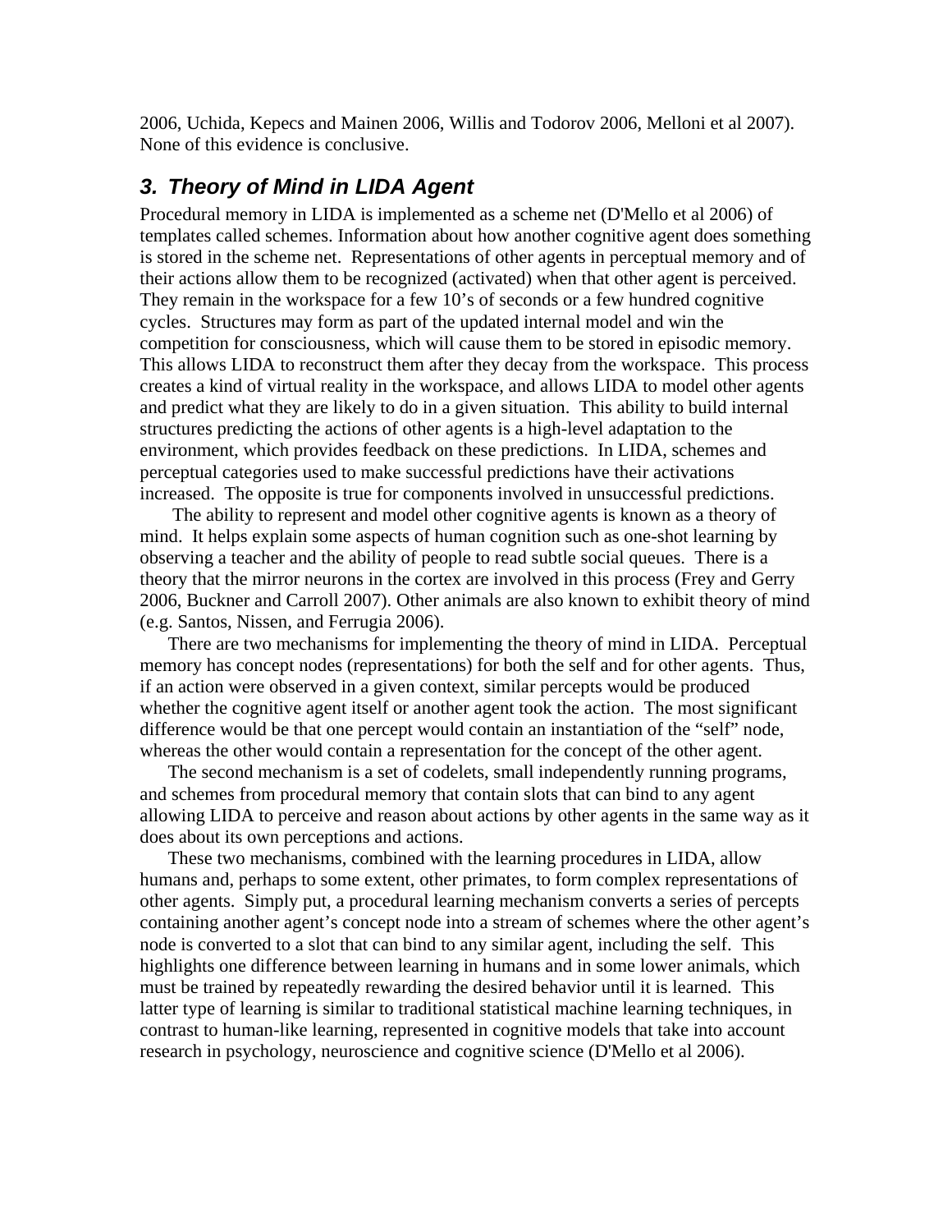2006, Uchida, Kepecs and Mainen 2006, Willis and Todorov 2006, Melloni et al 2007). None of this evidence is conclusive.

## 3. Theory of Mind in LIDA Agent

Procedural memory in LIDA is implemented as a scheme net (D'Mello et al 2006) of templates called schemes. Information about how another cognitive agent does something is stored in the scheme net. Representations of other agents in perceptual memory and of their actions allow them to be recognized (activated) when that other agent is perceived. They remain in the workspace for a few 10's of seconds or a few hundred cognitive cycles. Structures may form as part of the updated internal model and win the competition for consciousness, which will cause them to be stored in episodic memory. This allows LIDA to reconstruct them after they decay from the workspace. This process creates a kind of virtual reality in the workspace, and allows LIDA to model other agents and predict what they are likely to do in a given situation. This ability to build internal structures predicting the actions of other agents is a high-level adaptation to the environment, which provides feedback on these predictions. In LIDA, schemes and perceptual categories used to make successful predictions have their activations increased. The opposite is true for components involved in unsuccessful predictions.

The ability to represent and model other cognitive agents is known as a theory of mind. It helps explain some aspects of human cognition such as one-shot learning by observing a teacher and the ability of people to read subtle social queues. There is a theory that the mirror neurons in the cortex are involved in this process (Frey and Gerry 2006, Buckner and Carroll 2007). Other animals are also known to exhibit theory of mind (e.g. Santos, Nissen, and Ferrugia 2006).

There are two mechanisms for implementing the theory of mind in LIDA. Perceptual memory has concept nodes (representations) for both the self and for other agents. Thus, if an action were observed in a given context, similar percepts would be produced whether the cognitive agent itself or another agent took the action. The most significant difference would be that one percept would contain an instantiation of the "self" node, whereas the other would contain a representation for the concept of the other agent.

The second mechanism is a set of codelets, small independently running programs, and schemes from procedural memory that contain slots that can bind to any agent allowing LIDA to perceive and reason about actions by other agents in the same way as it does about its own perceptions and actions.

These two mechanisms, combined with the learning procedures in LIDA, allow humans and, perhaps to some extent, other primates, to form complex representations of other agents. Simply put, a procedural learning mechanism converts a series of percepts containing another agent's concept node into a stream of schemes where the other agent's node is converted to a slot that can bind to any similar agent, including the self. This highlights one difference between learning in humans and in some lower animals, which must be trained by repeatedly rewarding the desired behavior until it is learned. This latter type of learning is similar to traditional statistical machine learning techniques, in contrast to human-like learning, represented in cognitive models that take into account research in psychology, neuroscience and cognitive science (D'Mello et al 2006).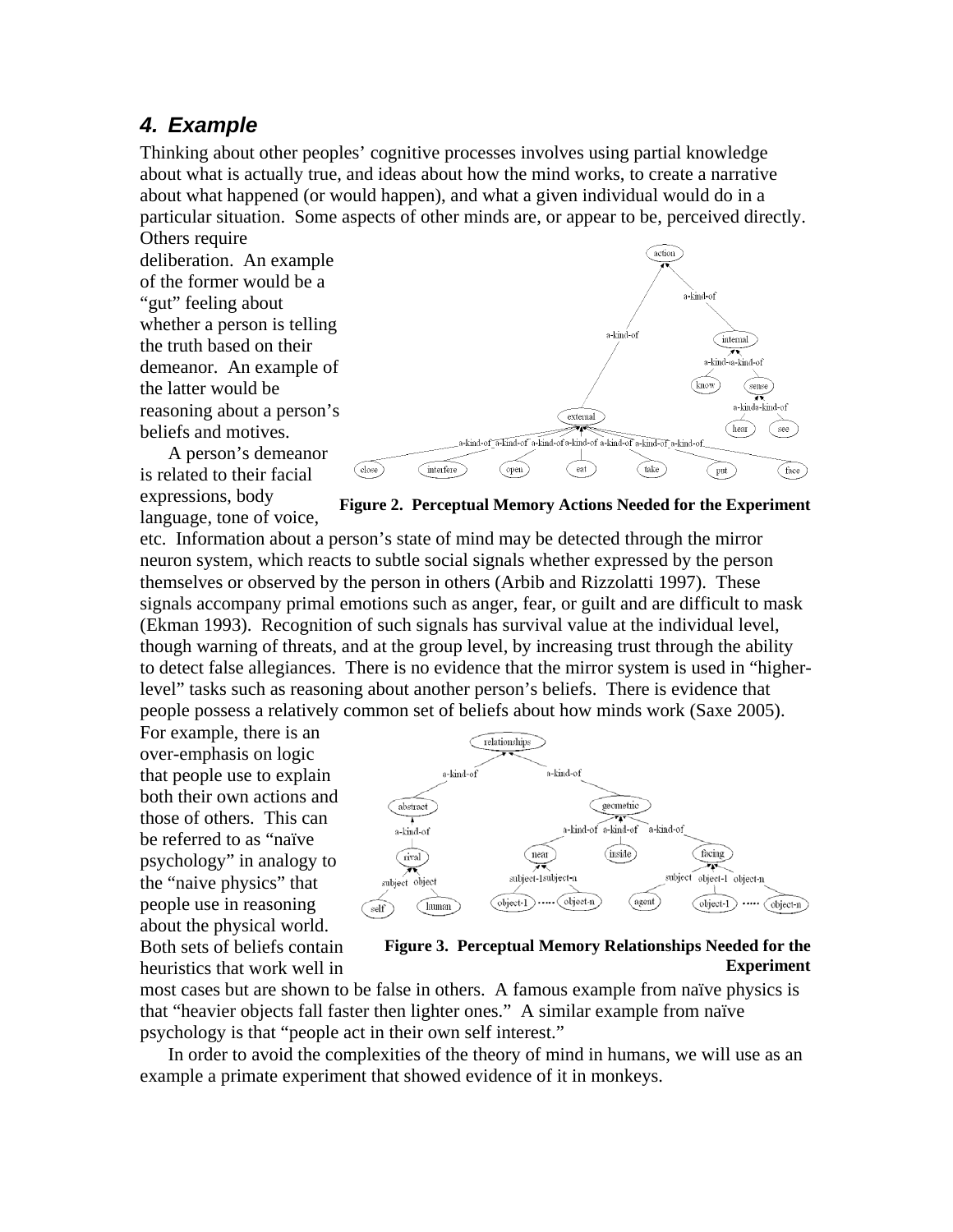## *4. Example*

Thinking about other peoples' cognitive processes involves using partial knowledge about what is actually true, and ideas about how the mind works, to create a narrative about what happened (or would happen), and what a given individual would do in a particular situation. Some aspects of other minds are, or appear to be, perceived directly. Others require deliberation. An example of the former would be a "gut" feeling about whether a person is telling the truth based on their demeanor. An example of the latter would be reasoning about a person's beliefs and motives.

A person's demeanor is related to their facial expressions, body language, tone of voice, etc. Information about a person's state of mind may be detected through the mirror neuron system, which reacts to subtle social signals whether expressed by the person themselves or observed by the person in others (Arbib and Rizzolatti 1997). These signals accompany primal emotions such as anger, fear, or guilt and are difficult to mask (Ekman 1993). Recognition of such signals has survival value at the individual level, though warning of threats, and at the group level, by increasing trust through the ability to detect false allegiances. There is no evidence that the mirror system is used in "higher-level" tasks such as reasoning about another person's beliefs. There is evidence that people possess a relatively common set of beliefs about how minds work (Saxe 2005). For example, there is an over-emphasis on logic that people use to explain both their own actions and those of others. This can be referred to as "naïve psychology" in analogy to the "naive physics" that people use in reasoning about the physical world. Both sets of beliefs contain heuristics that work well in most cases but are shown to be false in others. A famous example from naïve physics is that "heavier objects fall faster then lighter ones." A similar example from naïve psychology is that "people act in their own self interest."

action
a-kind-of
a-kind-of
internal
a-kind-of a-kind-of
know
sense
a-kind-of a-kind-of
hear
see
external
a-kind-of a-kind-of a-kind-of a-kind-of a-kind-of a-kind-of a-kind-of
close
interfere
open
eat
take
put
face

**Figure 2. Perceptual Memory Actions Needed for the Experiment**

relationships
a-kind-of
a-kind-of
abstract
a-kind-of
rival
subject object
self
human
geometric
a-kind-of a-kind-of a-kind-of
near
inside
facing
subject-1 subject-n
object-1 ..... object-n
subject object-1 object-n
agent
object-1 ..... object-n

**Figure 3. Perceptual Memory Relationships Needed for the Experiment**

In order to avoid the complexities of the theory of mind in humans, we will use as an example a primate experiment that showed evidence of it in monkeys.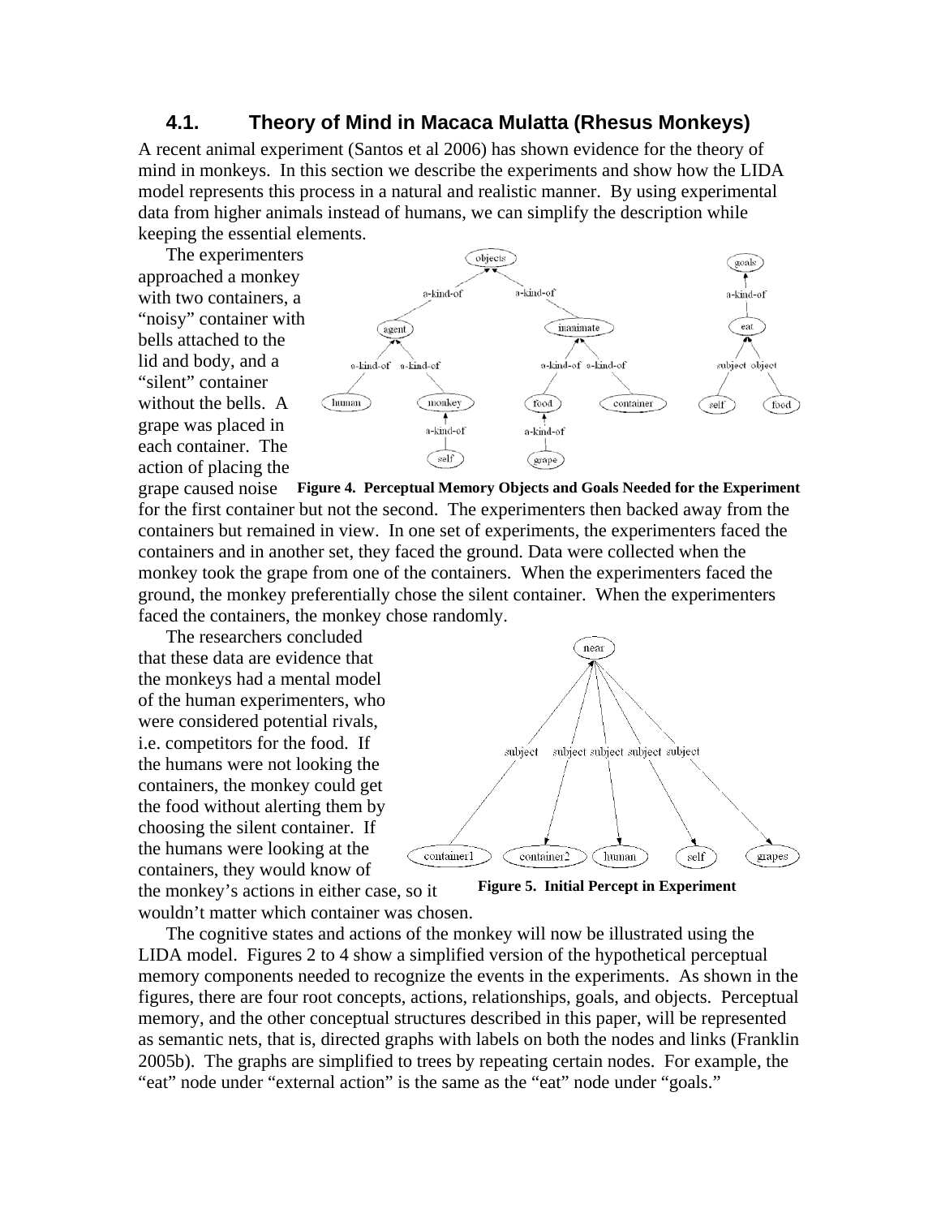### 4.1. Theory of Mind in Macaca Mulatta (Rhesus Monkeys)

A recent animal experiment (Santos et al 2006) has shown evidence for the theory of mind in monkeys. In this section we describe the experiments and show how the LIDA model represents this process in a natural and realistic manner. By using experimental data from higher animals instead of humans, we can simplify the description while keeping the essential elements.

The experimenters approached a monkey with two containers, a "noisy" container with bells attached to the lid and body, and a "silent" container without the bells. A grape was placed in each container. The action of placing the grape caused noise for the first container but not the second. The experimenters then backed away from the containers but remained in view. In one set of experiments, the experimenters faced the containers and in another set, they faced the ground. Data were collected when the monkey took the grape from one of the containers. When the experimenters faced the ground, the monkey preferentially chose the silent container. When the experimenters faced the containers, the monkey chose randomly.

**Figure 4. Perceptual Memory Objects and Goals Needed for the Experiment**

The researchers concluded that these data are evidence that the monkeys had a mental model of the human experimenters, who were considered potential rivals, i.e. competitors for the food. If the humans were not looking the containers, the monkey could get the food without alerting them by choosing the silent container. If the humans were looking at the containers, they would know of the monkey's actions in either case, so it wouldn't matter which container was chosen.

**Figure 5. Initial Percept in Experiment**

The cognitive states and actions of the monkey will now be illustrated using the LIDA model. Figures 2 to 4 show a simplified version of the hypothetical perceptual memory components needed to recognize the events in the experiments. As shown in the figures, there are four root concepts, actions, relationships, goals, and objects. Perceptual memory, and the other conceptual structures described in this paper, will be represented as semantic nets, that is, directed graphs with labels on both the nodes and links (Franklin 2005b). The graphs are simplified to trees by repeating certain nodes. For example, the "eat" node under "external action" is the same as the "eat" node under "goals."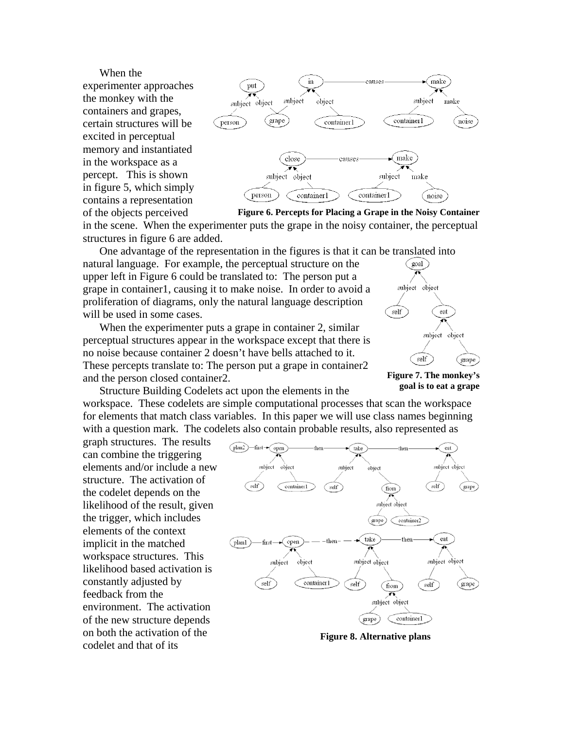When the experimenter approaches the monkey with the containers and grapes, certain structures will be excited in perceptual memory and instantiated in the workspace as a percept. This is shown in figure 5, which simply contains a representation of the objects perceived in the scene. When the experimenter puts the grape in the noisy container, the perceptual structures in figure 6 are added.

**Figure 6. Percepts for Placing a Grape in the Noisy Container**

One advantage of the representation in the figures is that it can be translated into natural language. For example, the perceptual structure on the upper left in Figure 6 could be translated to: The person put a grape in container1, causing it to make noise. In order to avoid a proliferation of diagrams, only the natural language description will be used in some cases.

When the experimenter puts a grape in container 2, similar perceptual structures appear in the workspace except that there is no noise because container 2 doesn't have bells attached to it. These percepts translate to: The person put a grape in container2 and the person closed container2.

**Figure 7. The monkey's goal is to eat a grape**

Structure Building Codelets act upon the elements in the workspace. These codelets are simple computational processes that scan the workspace for elements that match class variables. In this paper we will use class names beginning with a question mark. The codelets also contain probable results, also represented as graph structures. The results can combine the triggering elements and/or include a new structure. The activation of the codelet depends on the likelihood of the result, given the trigger, which includes elements of the context implicit in the matched workspace structures. This likelihood based activation is constantly adjusted by feedback from the environment. The activation of the new structure depends on both the activation of the codelet and that of its

**Figure 8. Alternative plans**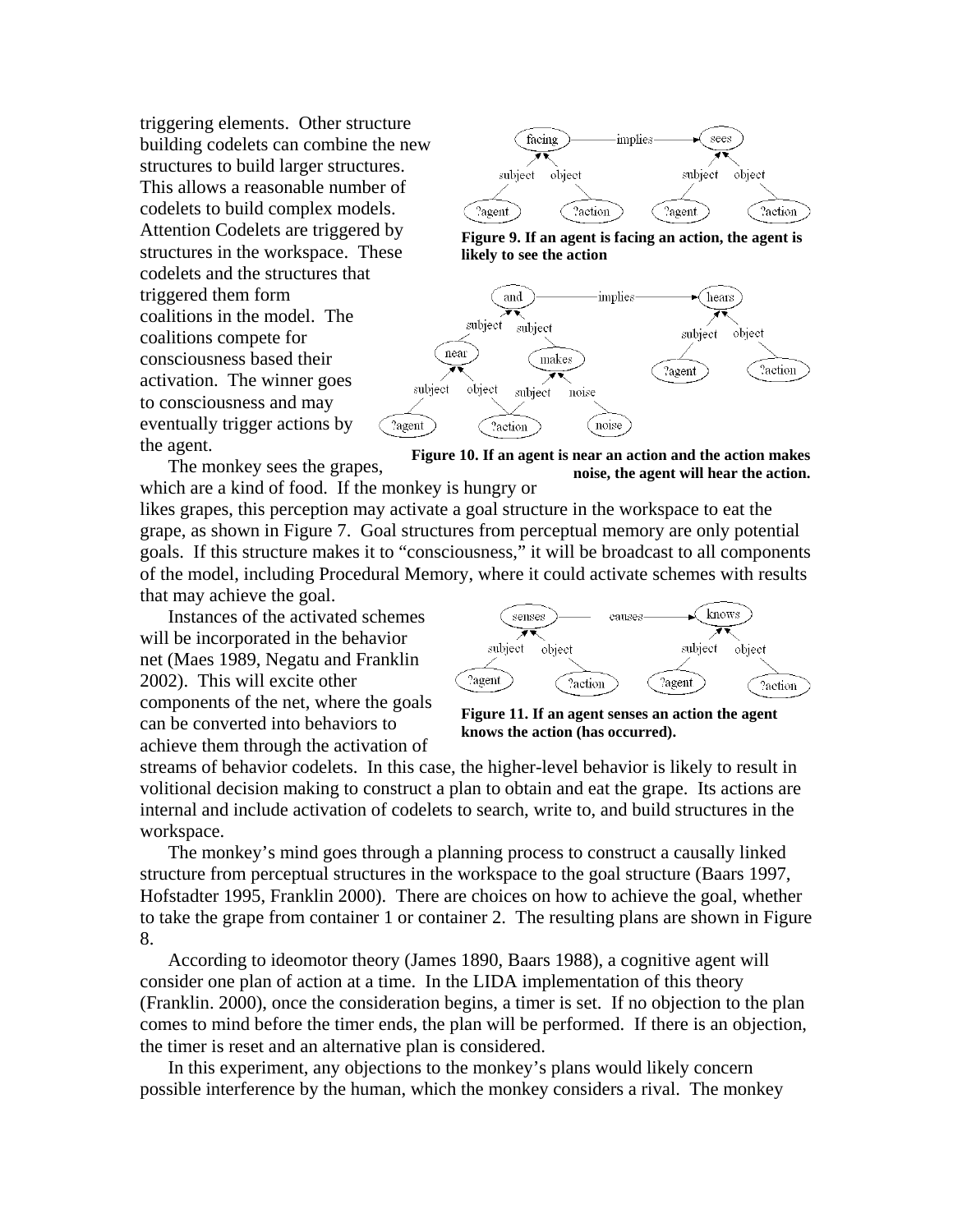triggering elements. Other structure building codelets can combine the new structures to build larger structures. This allows a reasonable number of codelets to build complex models. Attention Codelets are triggered by structures in the workspace. These codelets and the structures that triggered them form coalitions in the model. The coalitions compete for consciousness based their activation. The winner goes to consciousness and may eventually trigger actions by the agent.

**Figure 9. If an agent is facing an action, the agent is likely to see the action**

**Figure 10. If an agent is near an action and the action makes noise, the agent will hear the action.**

The monkey sees the grapes, which are a kind of food. If the monkey is hungry or likes grapes, this perception may activate a goal structure in the workspace to eat the grape, as shown in Figure 7. Goal structures from perceptual memory are only potential goals. If this structure makes it to "consciousness," it will be broadcast to all components of the model, including Procedural Memory, where it could activate schemes with results that may achieve the goal.

Instances of the activated schemes will be incorporated in the behavior net (Maes 1989, Negatu and Franklin 2002). This will excite other components of the net, where the goals can be converted into behaviors to achieve them through the activation of streams of behavior codelets. In this case, the higher-level behavior is likely to result in volitional decision making to construct a plan to obtain and eat the grape. Its actions are internal and include activation of codelets to search, write to, and build structures in the workspace.

**Figure 11. If an agent senses an action the agent knows the action (has occurred).**

The monkey's mind goes through a planning process to construct a causally linked structure from perceptual structures in the workspace to the goal structure (Baars 1997, Hofstadter 1995, Franklin 2000). There are choices on how to achieve the goal, whether to take the grape from container 1 or container 2. The resulting plans are shown in Figure 8.

According to ideomotor theory (James 1890, Baars 1988), a cognitive agent will consider one plan of action at a time. In the LIDA implementation of this theory (Franklin. 2000), once the consideration begins, a timer is set. If no objection to the plan comes to mind before the timer ends, the plan will be performed. If there is an objection, the timer is reset and an alternative plan is considered.

In this experiment, any objections to the monkey's plans would likely concern possible interference by the human, which the monkey considers a rival. The monkey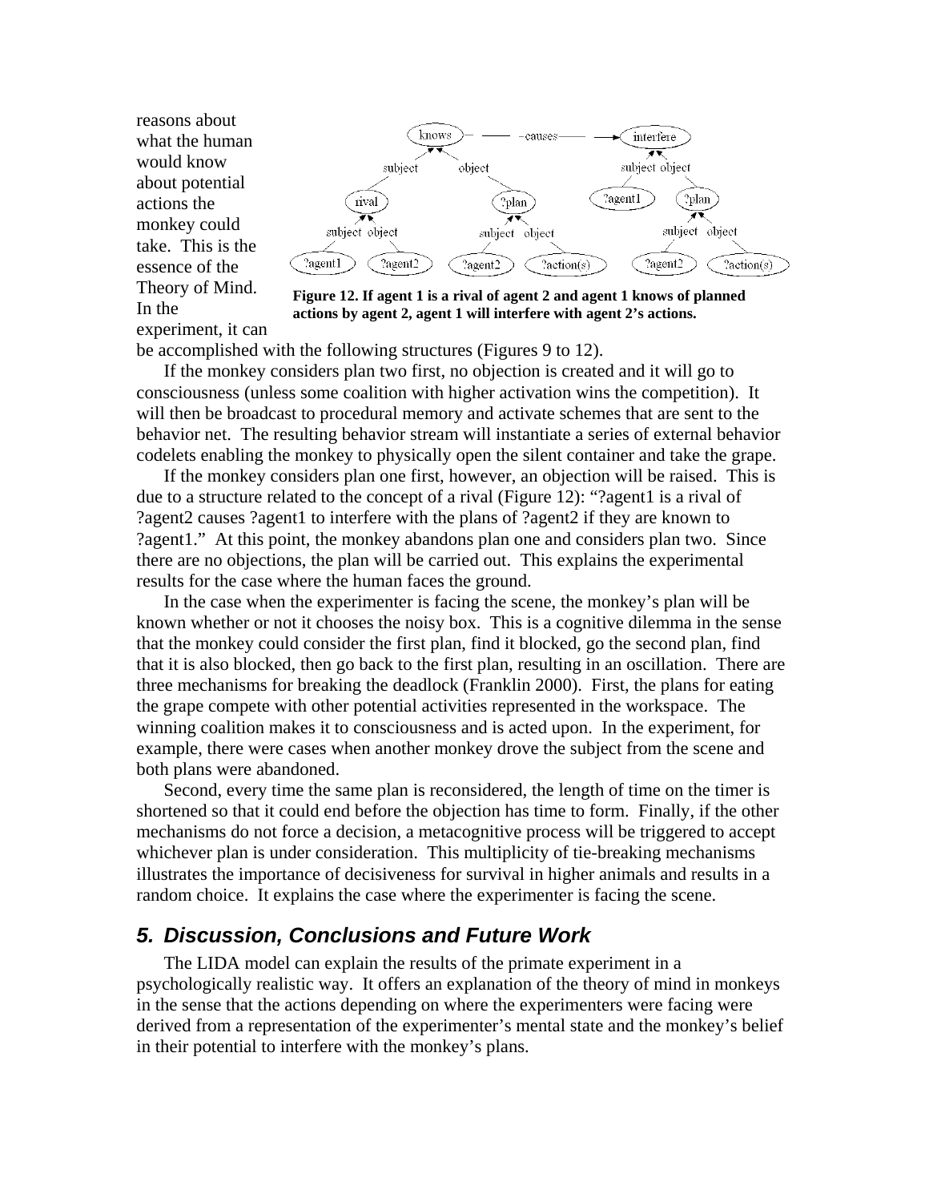reasons about what the human would know about potential actions the monkey could take. This is the essence of the Theory of Mind. In the experiment, it can be accomplished with the following structures (Figures 9 to 12).

knows
causes
interfere
subject
object
subject object
rival
?plan
?agent1
?plan
subject object
subject object
subject object
?agent1
?agent2
?agent2
?action(s)
?agent2
?action(s)

**Figure 12. If agent 1 is a rival of agent 2 and agent 1 knows of planned actions by agent 2, agent 1 will interfere with agent 2's actions.**

If the monkey considers plan two first, no objection is created and it will go to consciousness (unless some coalition with higher activation wins the competition). It will then be broadcast to procedural memory and activate schemes that are sent to the behavior net. The resulting behavior stream will instantiate a series of external behavior codelets enabling the monkey to physically open the silent container and take the grape.

If the monkey considers plan one first, however, an objection will be raised. This is due to a structure related to the concept of a rival (Figure 12): "?agent1 is a rival of ?agent2 causes ?agent1 to interfere with the plans of ?agent2 if they are known to ?agent1." At this point, the monkey abandons plan one and considers plan two. Since there are no objections, the plan will be carried out. This explains the experimental results for the case where the human faces the ground.

In the case when the experimenter is facing the scene, the monkey's plan will be known whether or not it chooses the noisy box. This is a cognitive dilemma in the sense that the monkey could consider the first plan, find it blocked, go the second plan, find that it is also blocked, then go back to the first plan, resulting in an oscillation. There are three mechanisms for breaking the deadlock (Franklin 2000). First, the plans for eating the grape compete with other potential activities represented in the workspace. The winning coalition makes it to consciousness and is acted upon. In the experiment, for example, there were cases when another monkey drove the subject from the scene and both plans were abandoned.

Second, every time the same plan is reconsidered, the length of time on the timer is shortened so that it could end before the objection has time to form. Finally, if the other mechanisms do not force a decision, a metacognitive process will be triggered to accept whichever plan is under consideration. This multiplicity of tie-breaking mechanisms illustrates the importance of decisiveness for survival in higher animals and results in a random choice. It explains the case where the experimenter is facing the scene.

## *5. Discussion, Conclusions and Future Work*

The LIDA model can explain the results of the primate experiment in a psychologically realistic way. It offers an explanation of the theory of mind in monkeys in the sense that the actions depending on where the experimenters were facing were derived from a representation of the experimenter's mental state and the monkey's belief in their potential to interfere with the monkey's plans.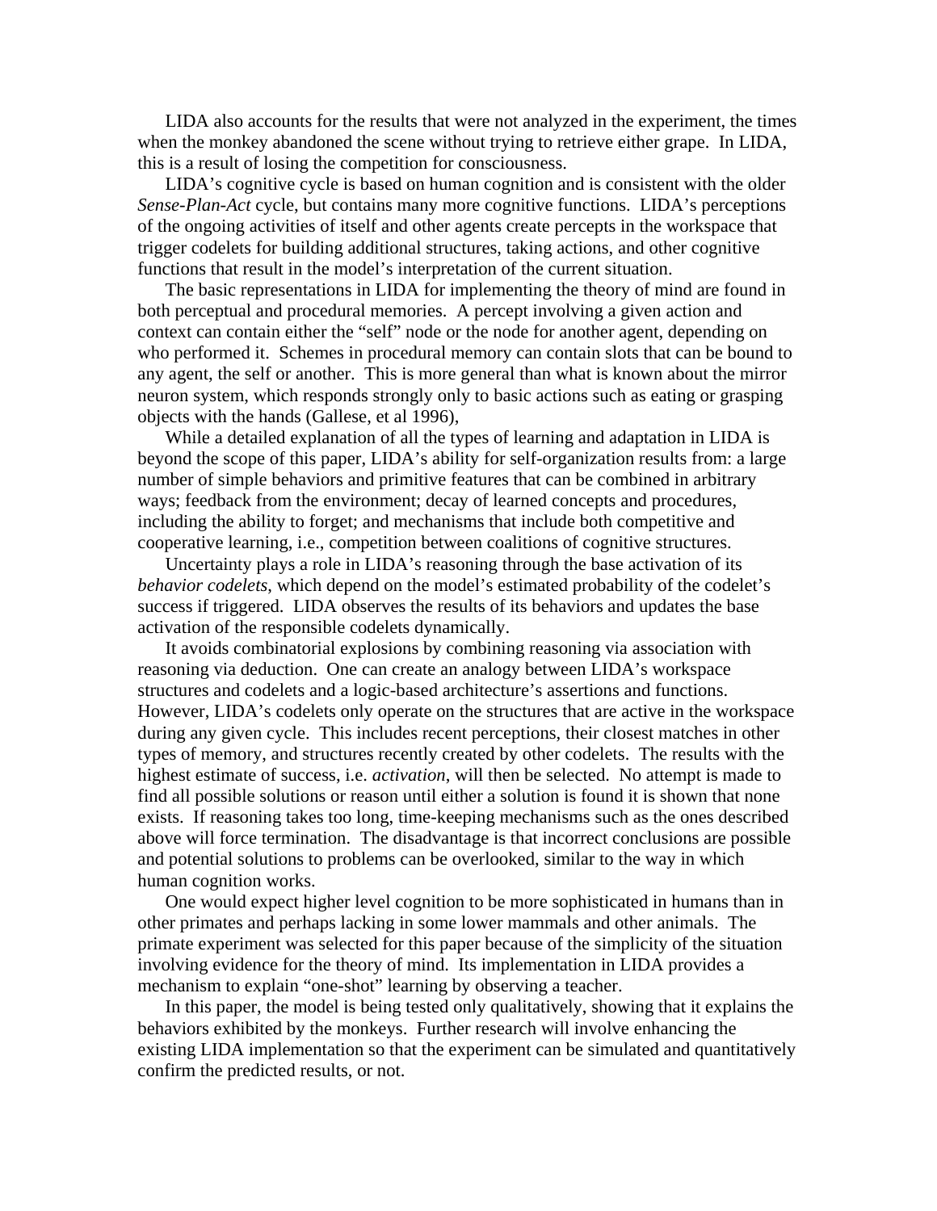LIDA also accounts for the results that were not analyzed in the experiment, the times when the monkey abandoned the scene without trying to retrieve either grape. In LIDA, this is a result of losing the competition for consciousness.

LIDA's cognitive cycle is based on human cognition and is consistent with the older *Sense-Plan-Act* cycle, but contains many more cognitive functions. LIDA's perceptions of the ongoing activities of itself and other agents create percepts in the workspace that trigger codelets for building additional structures, taking actions, and other cognitive functions that result in the model's interpretation of the current situation.

The basic representations in LIDA for implementing the theory of mind are found in both perceptual and procedural memories. A percept involving a given action and context can contain either the "self" node or the node for another agent, depending on who performed it. Schemes in procedural memory can contain slots that can be bound to any agent, the self or another. This is more general than what is known about the mirror neuron system, which responds strongly only to basic actions such as eating or grasping objects with the hands (Gallese, et al 1996),

While a detailed explanation of all the types of learning and adaptation in LIDA is beyond the scope of this paper, LIDA's ability for self-organization results from: a large number of simple behaviors and primitive features that can be combined in arbitrary ways; feedback from the environment; decay of learned concepts and procedures, including the ability to forget; and mechanisms that include both competitive and cooperative learning, i.e., competition between coalitions of cognitive structures.

Uncertainty plays a role in LIDA's reasoning through the base activation of its *behavior codelets*, which depend on the model's estimated probability of the codelet's success if triggered. LIDA observes the results of its behaviors and updates the base activation of the responsible codelets dynamically.

It avoids combinatorial explosions by combining reasoning via association with reasoning via deduction. One can create an analogy between LIDA's workspace structures and codelets and a logic-based architecture's assertions and functions. However, LIDA's codelets only operate on the structures that are active in the workspace during any given cycle. This includes recent perceptions, their closest matches in other types of memory, and structures recently created by other codelets. The results with the highest estimate of success, i.e. *activation*, will then be selected. No attempt is made to find all possible solutions or reason until either a solution is found it is shown that none exists. If reasoning takes too long, time-keeping mechanisms such as the ones described above will force termination. The disadvantage is that incorrect conclusions are possible and potential solutions to problems can be overlooked, similar to the way in which human cognition works.

One would expect higher level cognition to be more sophisticated in humans than in other primates and perhaps lacking in some lower mammals and other animals. The primate experiment was selected for this paper because of the simplicity of the situation involving evidence for the theory of mind. Its implementation in LIDA provides a mechanism to explain "one-shot" learning by observing a teacher.

In this paper, the model is being tested only qualitatively, showing that it explains the behaviors exhibited by the monkeys. Further research will involve enhancing the existing LIDA implementation so that the experiment can be simulated and quantitatively confirm the predicted results, or not.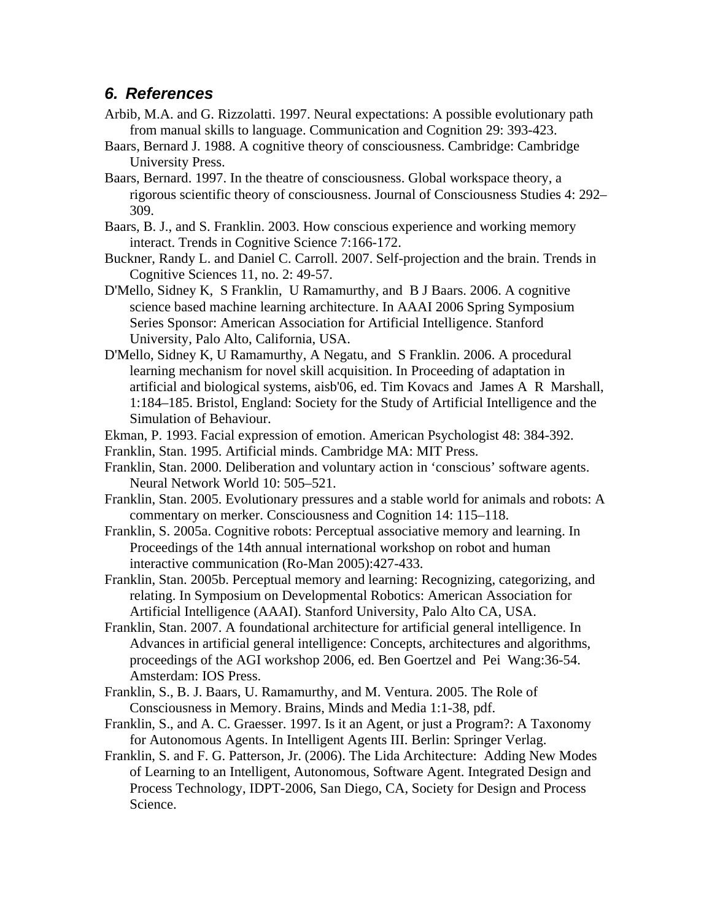## *6. References*

Arbib, M.A. and G. Rizzolatti. 1997. Neural expectations: A possible evolutionary path from manual skills to language. Communication and Cognition 29: 393-423.

Baars, Bernard J. 1988. A cognitive theory of consciousness. Cambridge: Cambridge University Press.

Baars, Bernard. 1997. In the theatre of consciousness. Global workspace theory, a rigorous scientific theory of consciousness. Journal of Consciousness Studies 4: 292–309.

Baars, B. J., and S. Franklin. 2003. How conscious experience and working memory interact. Trends in Cognitive Science 7:166-172.

Buckner, Randy L. and Daniel C. Carroll. 2007. Self-projection and the brain. Trends in Cognitive Sciences 11, no. 2: 49-57.

D'Mello, Sidney K, S Franklin, U Ramamurthy, and B J Baars. 2006. A cognitive science based machine learning architecture. In AAAI 2006 Spring Symposium Series Sponsor: American Association for Artificial Intelligence. Stanford University, Palo Alto, California, USA.

D'Mello, Sidney K, U Ramamurthy, A Negatu, and S Franklin. 2006. A procedural learning mechanism for novel skill acquisition. In Proceeding of adaptation in artificial and biological systems, aisb'06, ed. Tim Kovacs and James A R Marshall, 1:184–185. Bristol, England: Society for the Study of Artificial Intelligence and the Simulation of Behaviour.

Ekman, P. 1993. Facial expression of emotion. American Psychologist 48: 384-392.

Franklin, Stan. 1995. Artificial minds. Cambridge MA: MIT Press.

Franklin, Stan. 2000. Deliberation and voluntary action in 'conscious' software agents. Neural Network World 10: 505–521.

Franklin, Stan. 2005. Evolutionary pressures and a stable world for animals and robots: A commentary on merker. Consciousness and Cognition 14: 115–118.

Franklin, S. 2005a. Cognitive robots: Perceptual associative memory and learning. In Proceedings of the 14th annual international workshop on robot and human interactive communication (Ro-Man 2005):427-433.

Franklin, Stan. 2005b. Perceptual memory and learning: Recognizing, categorizing, and relating. In Symposium on Developmental Robotics: American Association for Artificial Intelligence (AAAI). Stanford University, Palo Alto CA, USA.

Franklin, Stan. 2007. A foundational architecture for artificial general intelligence. In Advances in artificial general intelligence: Concepts, architectures and algorithms, proceedings of the AGI workshop 2006, ed. Ben Goertzel and Pei Wang:36-54. Amsterdam: IOS Press.

Franklin, S., B. J. Baars, U. Ramamurthy, and M. Ventura. 2005. The Role of Consciousness in Memory. Brains, Minds and Media 1:1-38, pdf.

Franklin, S., and A. C. Graesser. 1997. Is it an Agent, or just a Program?: A Taxonomy for Autonomous Agents. In Intelligent Agents III. Berlin: Springer Verlag.

Franklin, S. and F. G. Patterson, Jr. (2006). The Lida Architecture: Adding New Modes of Learning to an Intelligent, Autonomous, Software Agent. Integrated Design and Process Technology, IDPT-2006, San Diego, CA, Society for Design and Process Science.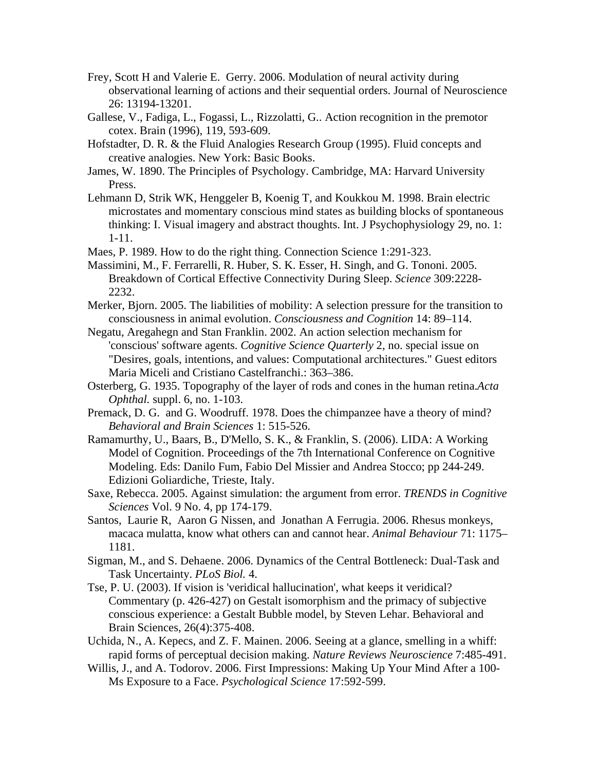Frey, Scott H and Valerie E. Gerry. 2006. Modulation of neural activity during observational learning of actions and their sequential orders. Journal of Neuroscience 26: 13194-13201.

Gallese, V., Fadiga, L., Fogassi, L., Rizzolatti, G.. Action recognition in the premotor cotex. Brain (1996), 119, 593-609.

Hofstadter, D. R. & the Fluid Analogies Research Group (1995). Fluid concepts and creative analogies. New York: Basic Books.

James, W. 1890. The Principles of Psychology. Cambridge, MA: Harvard University Press.

Lehmann D, Strik WK, Henggeler B, Koenig T, and Koukkou M. 1998. Brain electric microstates and momentary conscious mind states as building blocks of spontaneous thinking: I. Visual imagery and abstract thoughts. Int. J Psychophysiology 29, no. 1: 1-11.

Maes, P. 1989. How to do the right thing. Connection Science 1:291-323.

Massimini, M., F. Ferrarelli, R. Huber, S. K. Esser, H. Singh, and G. Tononi. 2005. Breakdown of Cortical Effective Connectivity During Sleep. *Science* 309:2228-2232.

Merker, Bjorn. 2005. The liabilities of mobility: A selection pressure for the transition to consciousness in animal evolution. *Consciousness and Cognition* 14: 89–114.

Negatu, Aregahegn and Stan Franklin. 2002. An action selection mechanism for 'conscious' software agents. *Cognitive Science Quarterly* 2, no. special issue on "Desires, goals, intentions, and values: Computational architectures." Guest editors Maria Miceli and Cristiano Castelfranchi.: 363–386.

Osterberg, G. 1935. Topography of the layer of rods and cones in the human retina.*Acta Ophthal.* suppl. 6, no. 1-103.

Premack, D. G. and G. Woodruff. 1978. Does the chimpanzee have a theory of mind? *Behavioral and Brain Sciences* 1: 515-526.

Ramamurthy, U., Baars, B., D'Mello, S. K., & Franklin, S. (2006). LIDA: A Working Model of Cognition. Proceedings of the 7th International Conference on Cognitive Modeling. Eds: Danilo Fum, Fabio Del Missier and Andrea Stocco; pp 244-249. Edizioni Goliardiche, Trieste, Italy.

Saxe, Rebecca. 2005. Against simulation: the argument from error. *TRENDS in Cognitive Sciences* Vol. 9 No. 4, pp 174-179.

Santos, Laurie R, Aaron G Nissen, and Jonathan A Ferrugia. 2006. Rhesus monkeys, macaca mulatta, know what others can and cannot hear. *Animal Behaviour* 71: 1175–1181.

Sigman, M., and S. Dehaene. 2006. Dynamics of the Central Bottleneck: Dual-Task and Task Uncertainty. *PLoS Biol.* 4.

Tse, P. U. (2003). If vision is 'veridical hallucination', what keeps it veridical? Commentary (p. 426-427) on Gestalt isomorphism and the primacy of subjective conscious experience: a Gestalt Bubble model, by Steven Lehar. Behavioral and Brain Sciences, 26(4):375-408.

Uchida, N., A. Kepecs, and Z. F. Mainen. 2006. Seeing at a glance, smelling in a whiff: rapid forms of perceptual decision making. *Nature Reviews Neuroscience* 7:485-491.

Willis, J., and A. Todorov. 2006. First Impressions: Making Up Your Mind After a 100-Ms Exposure to a Face. *Psychological Science* 17:592-599.